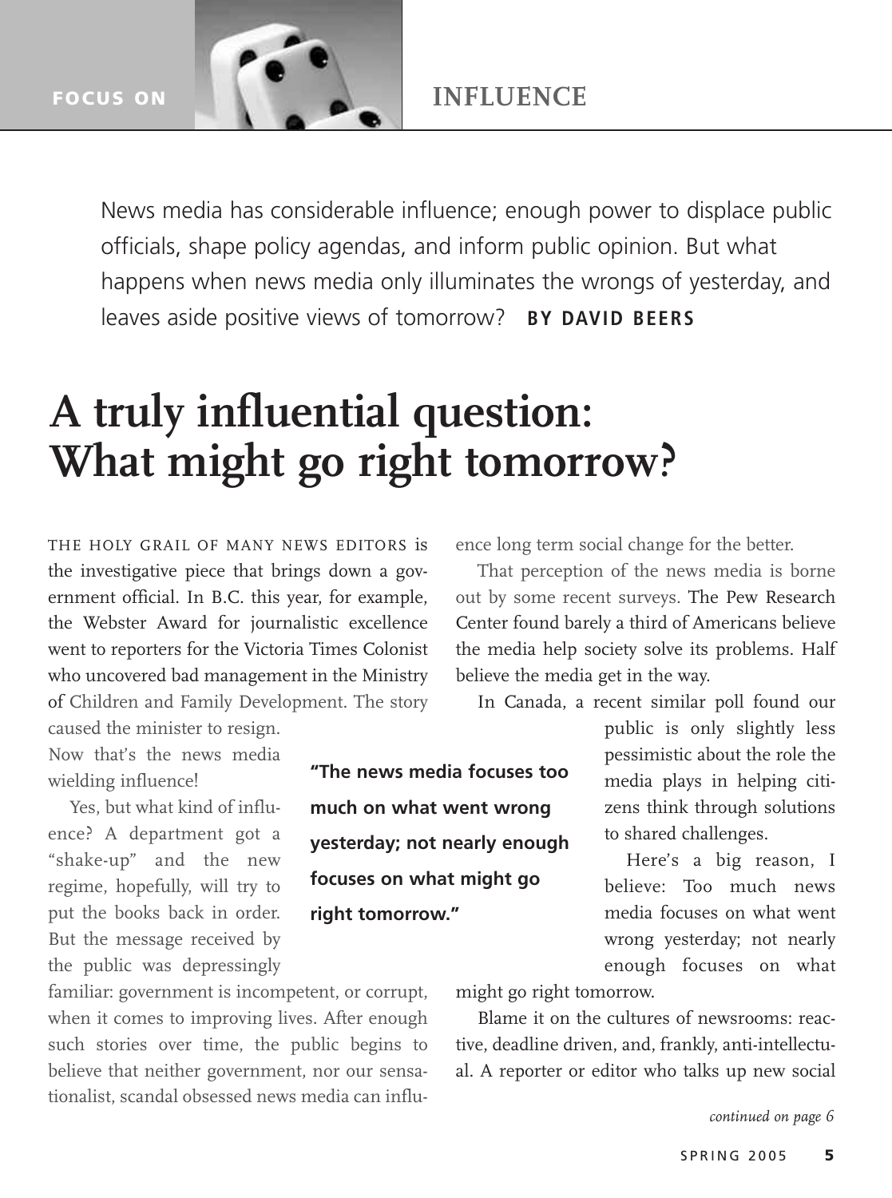FOCUS ON **INFLUENCE**

News media has considerable influence; enough power to displace public officials, shape policy agendas, and inform public opinion. But what happens when news media only illuminates the wrongs of yesterday, and leaves aside positive views of tomorrow? **BY DAVID BEERS**

# A truly influential question: What might go right tomorrow?

THE HOLY GRAIL OF MANY NEWS EDITORS is the investigative piece that brings down a government official. In B.C. this year, for example, the Webster Award for journalistic excellence went to reporters for the Victoria Times Colonist who uncovered bad management in the Ministry of Children and Family Development. The story caused the minister to resign. Now that's the news media wielding influence!

Yes, but what kind of influence? A department got a "shake-up" and the new regime, hopefully, will try to put the books back in order. But the message received by the public was depressingly familiar: government is incompetent, or corrupt, when it comes to improving lives. After enough such stories over time, the public begins to believe that neither government, nor our sensationalist, scandal obsessed news media can influence long term social change for the better.

That perception of the news media is borne out by some recent surveys. The Pew Research Center found barely a third of Americans believe the media help society solve its problems. Half believe the media get in the way.

In Canada, a recent similar poll found our public is only slightly less pessimistic about the role the media plays in helping citizens think through solutions to shared challenges.

**"The news media focuses too much on what went wrong yesterday; not nearly enough focuses on what might go right tomorrow."**

Here's a big reason, I believe: Too much news media focuses on what went wrong yesterday; not nearly enough focuses on what might go right tomorrow.

Blame it on the cultures of newsrooms: reactive, deadline driven, and, frankly, anti-intellectual. A reporter or editor who talks up new social

*continued on page 6*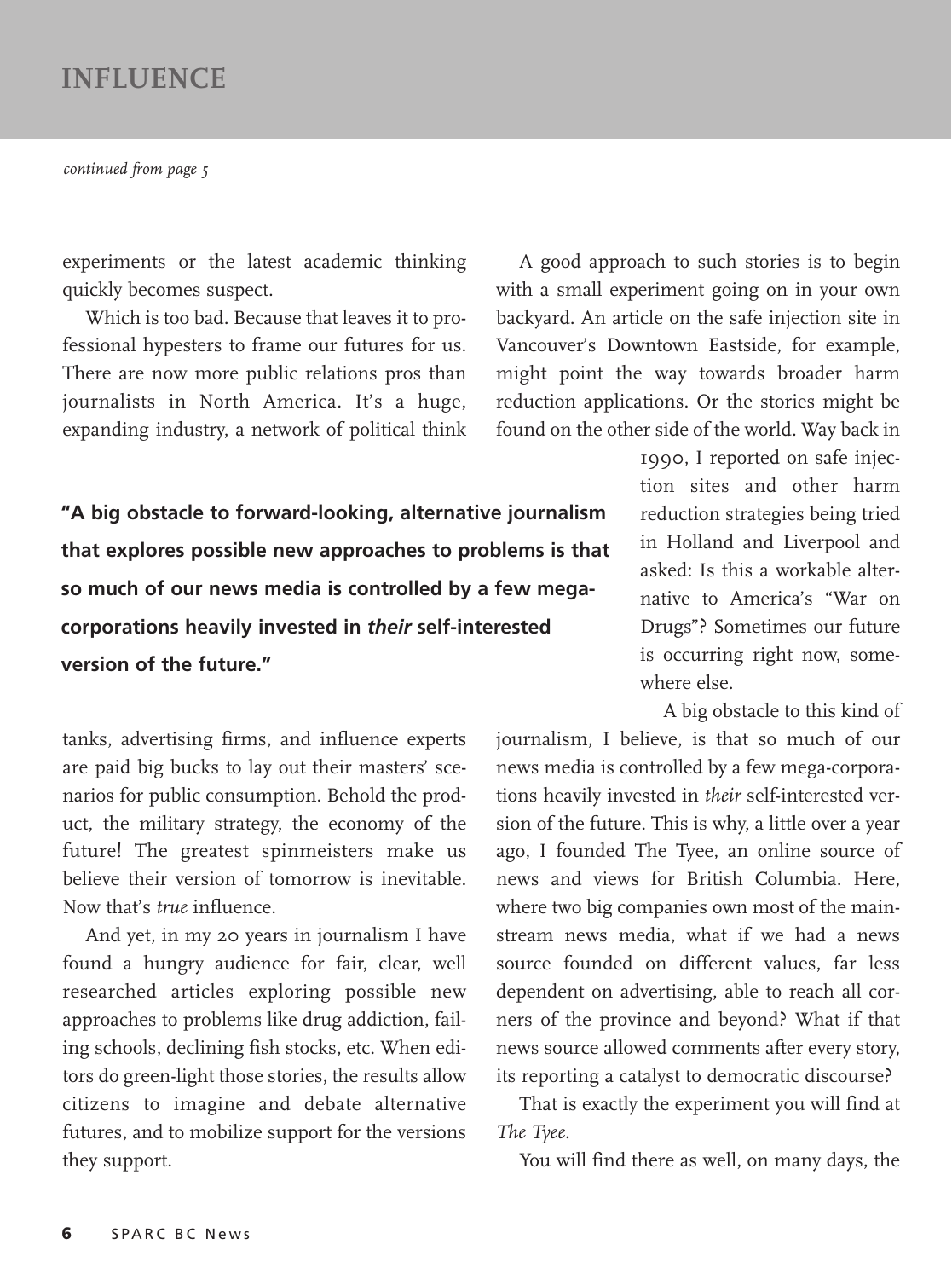## INFLUENCE

*continued from page 5*

experiments or the latest academic thinking quickly becomes suspect.

Which is too bad. Because that leaves it to professional hypesters to frame our futures for us. There are now more public relations pros than journalists in North America. It's a huge, expanding industry, a network of political think tanks, advertising firms, and influence experts are paid big bucks to lay out their masters' scenarios for public consumption. Behold the product, the military strategy, the economy of the future! The greatest spinmeisters make us believe their version of tomorrow is inevitable. Now that's *true* influence.

And yet, in my 20 years in journalism I have found a hungry audience for fair, clear, well researched articles exploring possible new approaches to problems like drug addiction, failing schools, declining fish stocks, etc. When editors do green-light those stories, the results allow citizens to imagine and debate alternative futures, and to mobilize support for the versions they support.

**"A big obstacle to forward-looking, alternative journalism that explores possible new approaches to problems is that so much of our news media is controlled by a few mega-corporations heavily invested in *their* self-interested version of the future."**

A good approach to such stories is to begin with a small experiment going on in your own backyard. An article on the safe injection site in Vancouver's Downtown Eastside, for example, might point the way towards broader harm reduction applications. Or the stories might be found on the other side of the world. Way back in 1990, I reported on safe injection sites and other harm reduction strategies being tried in Holland and Liverpool and asked: Is this a workable alternative to America's "War on Drugs"? Sometimes our future is occurring right now, somewhere else.

A big obstacle to this kind of journalism, I believe, is that so much of our news media is controlled by a few mega-corporations heavily invested in *their* self-interested version of the future. This is why, a little over a year ago, I founded The Tyee, an online source of news and views for British Columbia. Here, where two big companies own most of the mainstream news media, what if we had a news source founded on different values, far less dependent on advertising, able to reach all corners of the province and beyond? What if that news source allowed comments after every story, its reporting a catalyst to democratic discourse?

That is exactly the experiment you will find at *The Tyee*.

You will find there as well, on many days, the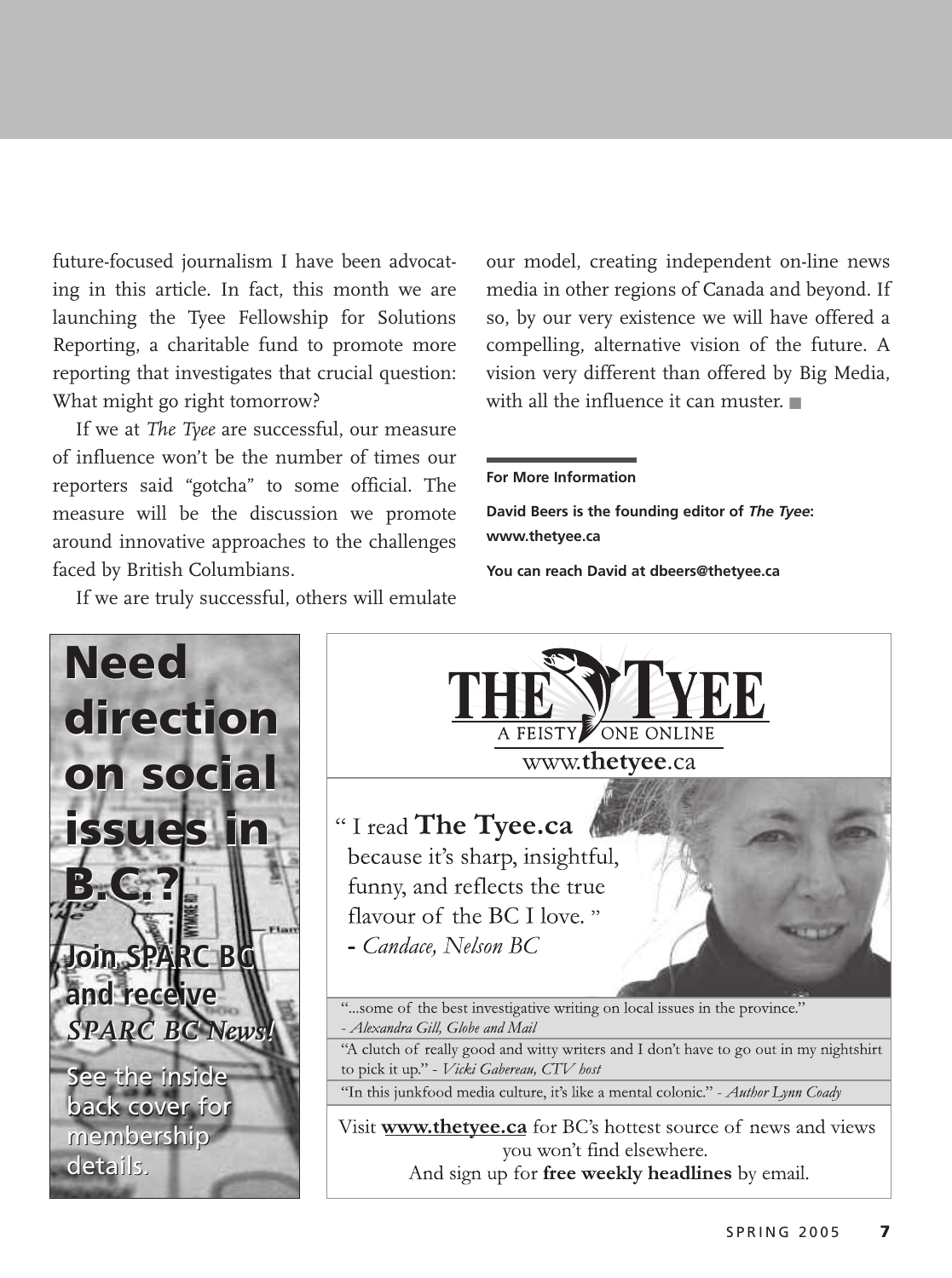future-focused journalism I have been advocating in this article. In fact, this month we are launching the Tyee Fellowship for Solutions Reporting, a charitable fund to promote more reporting that investigates that crucial question: What might go right tomorrow?

If we at *The Tyee* are successful, our measure of influence won't be the number of times our reporters said "gotcha" to some official. The measure will be the discussion we promote around innovative approaches to the challenges faced by British Columbians.

If we are truly successful, others will emulate our model, creating independent on-line news media in other regions of Canada and beyond. If so, by our very existence we will have offered a compelling, alternative vision of the future. A vision very different than offered by Big Media, with all the influence it can muster. ■

**For More Information**

**David Beers is the founding editor of *The Tyee*: www.thetyee.ca**

**You can reach David at dbeers@thetyee.ca**

**Need direction on social issues in B.C.?**

**Join SPARC BC and receive *SPARC BC News!***

**See the inside back cover for membership details.**

THE TYEE
A FEISTY ONE ONLINE
www.**thetyee**.ca

" I read **The Tyee.ca** because it's sharp, insightful, funny, and reflects the true flavour of the BC I love. "
**-** *Candace, Nelson BC*

"...some of the best investigative writing on local issues in the province." - *Alexandra Gill, Globe and Mail*

"A clutch of really good and witty writers and I don't have to go out in my nightshirt to pick it up." - *Vicki Gabereau, CTV host*

"In this junkfood media culture, it's like a mental colonic." - *Author Lynn Coady*

Visit **www.thetyee.ca** for BC's hottest source of news and views you won't find elsewhere.
And sign up for **free weekly headlines** by email.